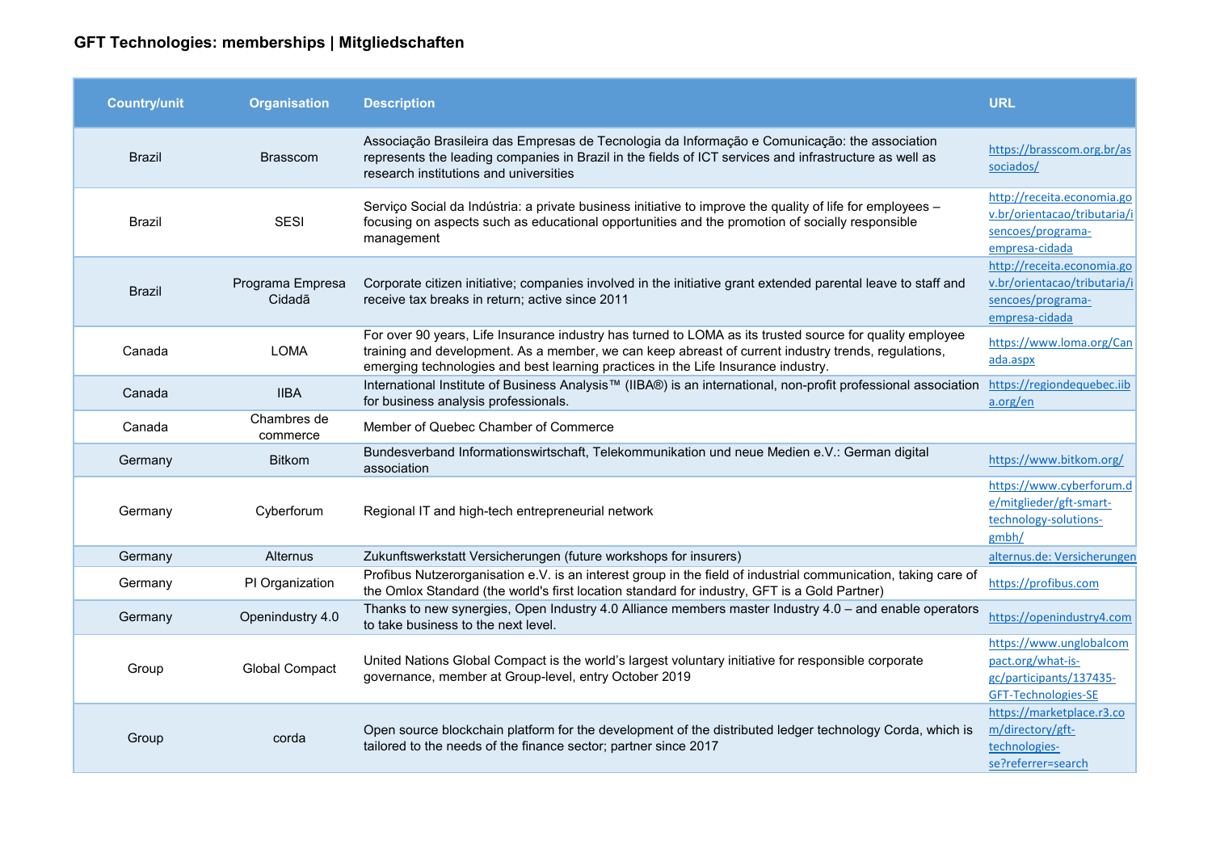# GFT Technologies: memberships | Mitgliedschaften

| Country/unit | Organisation | Description | URL |
|---|---|---|---|
| Brazil | Brasscom | Associação Brasileira das Empresas de Tecnologia da Informação e Comunicação: the association represents the leading companies in Brazil in the fields of ICT services and infrastructure as well as research institutions and universities | https://brasscom.org.br/associados/ |
| Brazil | SESI | Serviço Social da Indústria: a private business initiative to improve the quality of life for employees – focusing on aspects such as educational opportunities and the promotion of socially responsible management | http://receita.economia.gov.br/orientacao/tributaria/isencoes/programa-empresa-cidada |
| Brazil | Programa Empresa Cidadã | Corporate citizen initiative; companies involved in the initiative grant extended parental leave to staff and receive tax breaks in return; active since 2011 | http://receita.economia.gov.br/orientacao/tributaria/isencoes/programa-empresa-cidada |
| Canada | LOMA | For over 90 years, Life Insurance industry has turned to LOMA as its trusted source for quality employee training and development. As a member, we can keep abreast of current industry trends, regulations, emerging technologies and best learning practices in the Life Insurance industry. | https://www.loma.org/Canada.aspx |
| Canada | IIBA | International Institute of Business Analysis™ (IIBA®) is an international, non-profit professional association for business analysis professionals. | https://regiondequebec.iiba.org/en |
| Canada | Chambres de commerce | Member of Quebec Chamber of Commerce | |
| Germany | Bitkom | Bundesverband Informationswirtschaft, Telekommunikation und neue Medien e.V.: German digital association | https://www.bitkom.org/ |
| Germany | Cyberforum | Regional IT and high-tech entrepreneurial network | https://www.cyberforum.de/mitglieder/gft-smart-technology-solutions-gmbh/ |
| Germany | Alternus | Zukunftswerkstatt Versicherungen (future workshops for insurers) | alternus.de: Versicherungen |
| Germany | PI Organization | Profibus Nutzerorganisation e.V. is an interest group in the field of industrial communication, taking care of the Omlox Standard (the world's first location standard for industry, GFT is a Gold Partner) | https://profibus.com |
| Germany | Openindustry 4.0 | Thanks to new synergies, Open Industry 4.0 Alliance members master Industry 4.0 – and enable operators to take business to the next level. | https://openindustry4.com |
| Group | Global Compact | United Nations Global Compact is the world's largest voluntary initiative for responsible corporate governance, member at Group-level, entry October 2019 | https://www.unglobalcompact.org/what-is-gc/participants/137435-GFT-Technologies-SE |
| Group | corda | Open source blockchain platform for the development of the distributed ledger technology Corda, which is tailored to the needs of the finance sector; partner since 2017 | https://marketplace.r3.com/directory/gft-technologies-se?referrer=search |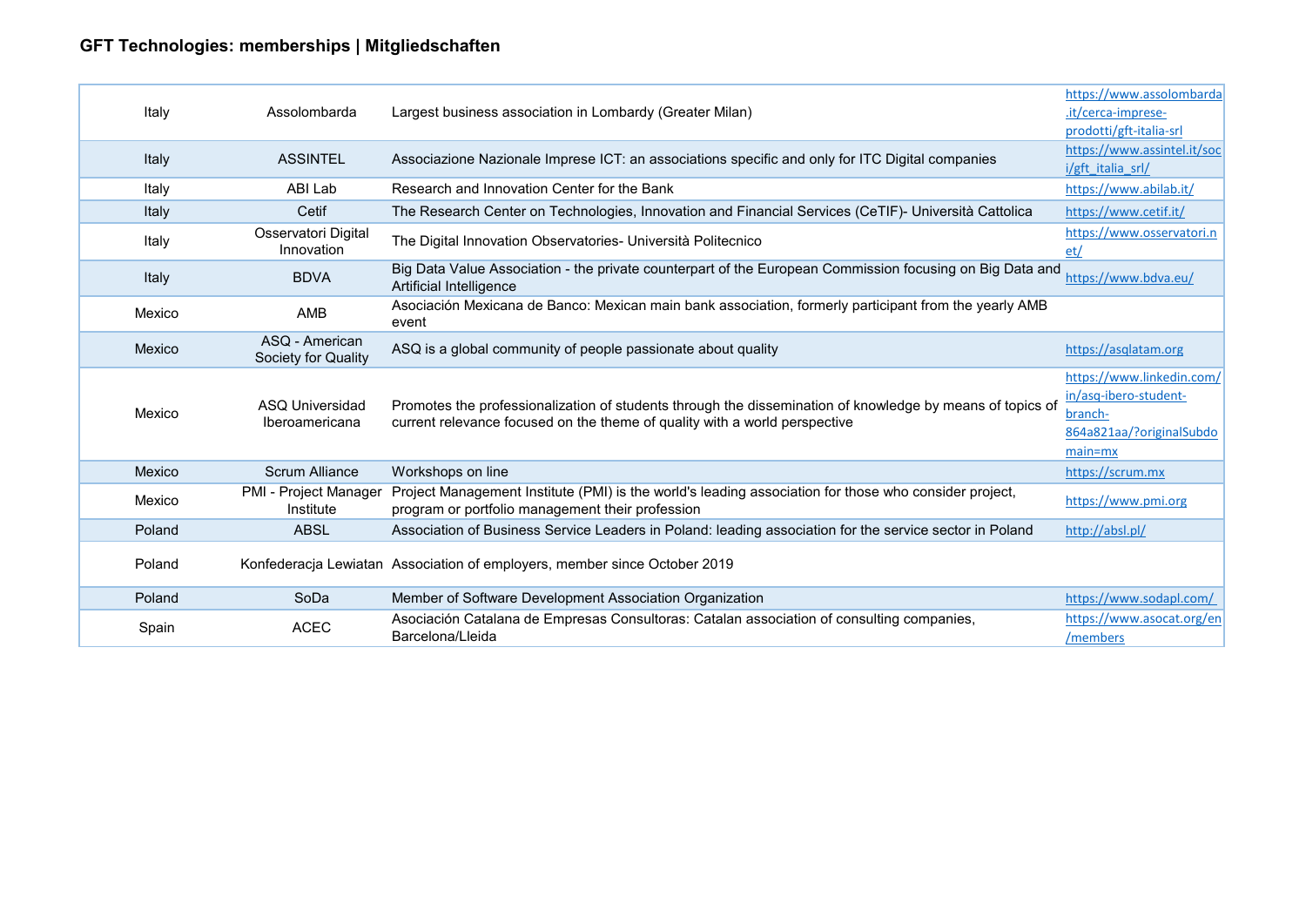## GFT Technologies: memberships | Mitgliedschaften

| | | | |
|---|---|---|---|
| Italy | Assolombarda | Largest business association in Lombardy (Greater Milan) | https://www.assolombarda.it/cerca-imprese-prodotti/gft-italia-srl |
| Italy | ASSINTEL | Associazione Nazionale Imprese ICT: an associations specific and only for ITC Digital companies | https://www.assintel.it/soci/gft_italia_srl/ |
| Italy | ABI Lab | Research and Innovation Center for the Bank | https://www.abilab.it/ |
| Italy | Cetif | The Research Center on Technologies, Innovation and Financial Services (CeTIF)- Università Cattolica | https://www.cetif.it/ |
| Italy | Osservatori Digital Innovation | The Digital Innovation Observatories- Università Politecnico | https://www.osservatori.net/ |
| Italy | BDVA | Big Data Value Association - the private counterpart of the European Commission focusing on Big Data and Artificial Intelligence | https://www.bdva.eu/ |
| Mexico | AMB | Asociación Mexicana de Banco: Mexican main bank association, formerly participant from the yearly AMB event | |
| Mexico | ASQ - American Society for Quality | ASQ is a global community of people passionate about quality | https://asqlatam.org |
| Mexico | ASQ Universidad Iberoamericana | Promotes the professionalization of students through the dissemination of knowledge by means of topics of current relevance focused on the theme of quality with a world perspective | https://www.linkedin.com/in/asq-ibero-student-branch-864a821aa/?originalSubdomain=mx |
| Mexico | Scrum Alliance | Workshops on line | https://scrum.mx |
| Mexico | PMI - Project Manager Institute | Project Management Institute (PMI) is the world's leading association for those who consider project, program or portfolio management their profession | https://www.pmi.org |
| Poland | ABSL | Association of Business Service Leaders in Poland: leading association for the service sector in Poland | http://absl.pl/ |
| Poland | Konfederacja Lewiatan | Association of employers, member since October 2019 | |
| Poland | SoDa | Member of Software Development Association Organization | https://www.sodapl.com/ |
| Spain | ACEC | Asociación Catalana de Empresas Consultoras: Catalan association of consulting companies, Barcelona/Lleida | https://www.asocat.org/en/members |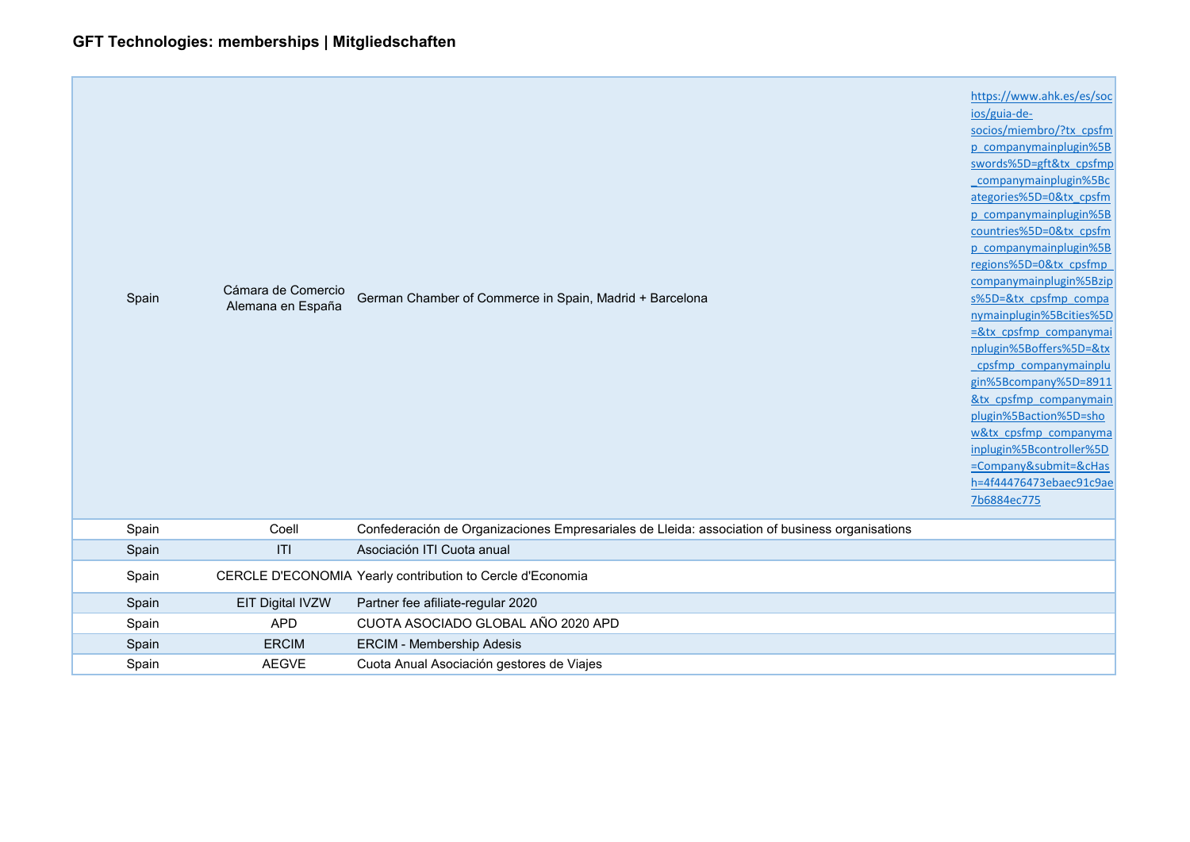## GFT Technologies: memberships | Mitgliedschaften

| | | | |
|---|---|---|---|
| Spain | Cámara de Comercio Alemana en España | German Chamber of Commerce in Spain, Madrid + Barcelona | https://www.ahk.es/es/socios/guia-de-socios/miembro/?tx_cpsfmp_companymainplugin%5Bswords%5D=gft&tx_cpsfmp_companymainplugin%5Bcategories%5D=0&tx_cpsfmp_companymainplugin%5Bcountries%5D=0&tx_cpsfmp_companymainplugin%5Bregions%5D=0&tx_cpsfmp_companymainplugin%5Bzips%5D=&tx_cpsfmp_companymainplugin%5Bcities%5D=&tx_cpsfmp_companymainplugin%5Boffers%5D=&tx_cpsfmp_companymainplugin%5Bcompany%5D=8911&tx_cpsfmp_companymainplugin%5Baction%5D=show&tx_cpsfmp_companymainplugin%5Bcontroller%5D=Company&submit=&cHash=4f44476473ebaec91c9ae7b6884ec775 |
| Spain | Coell | Confederación de Organizaciones Empresariales de Lleida: association of business organisations | |
| Spain | ITI | Asociación ITI Cuota anual | |
| Spain | CERCLE D'ECONOMIA | Yearly contribution to Cercle d'Economia | |
| Spain | EIT Digital IVZW | Partner fee afiliate-regular 2020 | |
| Spain | APD | CUOTA ASOCIADO GLOBAL AÑO 2020 APD | |
| Spain | ERCIM | ERCIM - Membership Adesis | |
| Spain | AEGVE | Cuota Anual Asociación gestores de Viajes | |